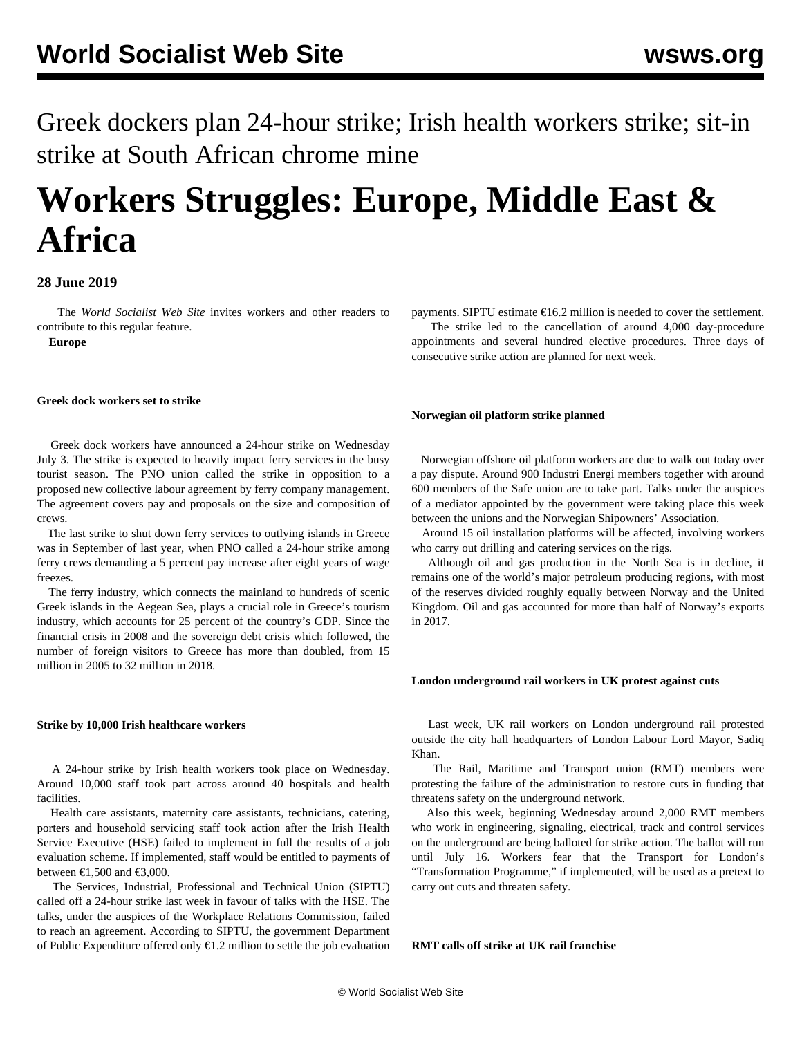# Greek dockers plan 24-hour strike; Irish health workers strike; sit-in strike at South African chrome mine

# Workers Struggles: Europe, Middle East & Africa

**28 June 2019**

The *World Socialist Web Site* invites workers and other readers to contribute to this regular feature.

**Europe**

**Greek dock workers set to strike**

Greek dock workers have announced a 24-hour strike on Wednesday July 3. The strike is expected to heavily impact ferry services in the busy tourist season. The PNO union called the strike in opposition to a proposed new collective labour agreement by ferry company management. The agreement covers pay and proposals on the size and composition of crews.

The last strike to shut down ferry services to outlying islands in Greece was in September of last year, when PNO called a 24-hour strike among ferry crews demanding a 5 percent pay increase after eight years of wage freezes.

The ferry industry, which connects the mainland to hundreds of scenic Greek islands in the Aegean Sea, plays a crucial role in Greece's tourism industry, which accounts for 25 percent of the country's GDP. Since the financial crisis in 2008 and the sovereign debt crisis which followed, the number of foreign visitors to Greece has more than doubled, from 15 million in 2005 to 32 million in 2018.

**Strike by 10,000 Irish healthcare workers**

A 24-hour strike by Irish health workers took place on Wednesday. Around 10,000 staff took part across around 40 hospitals and health facilities.

Health care assistants, maternity care assistants, technicians, catering, porters and household servicing staff took action after the Irish Health Service Executive (HSE) failed to implement in full the results of a job evaluation scheme. If implemented, staff would be entitled to payments of between €1,500 and €3,000.

The Services, Industrial, Professional and Technical Union (SIPTU) called off a 24-hour strike last week in favour of talks with the HSE. The talks, under the auspices of the Workplace Relations Commission, failed to reach an agreement. According to SIPTU, the government Department of Public Expenditure offered only €1.2 million to settle the job evaluation payments. SIPTU estimate €16.2 million is needed to cover the settlement.

The strike led to the cancellation of around 4,000 day-procedure appointments and several hundred elective procedures. Three days of consecutive strike action are planned for next week.

**Norwegian oil platform strike planned**

Norwegian offshore oil platform workers are due to walk out today over a pay dispute. Around 900 Industri Energi members together with around 600 members of the Safe union are to take part. Talks under the auspices of a mediator appointed by the government were taking place this week between the unions and the Norwegian Shipowners' Association.

Around 15 oil installation platforms will be affected, involving workers who carry out drilling and catering services on the rigs.

Although oil and gas production in the North Sea is in decline, it remains one of the world's major petroleum producing regions, with most of the reserves divided roughly equally between Norway and the United Kingdom. Oil and gas accounted for more than half of Norway's exports in 2017.

**London underground rail workers in UK protest against cuts**

Last week, UK rail workers on London underground rail protested outside the city hall headquarters of London Labour Lord Mayor, Sadiq Khan.

The Rail, Maritime and Transport union (RMT) members were protesting the failure of the administration to restore cuts in funding that threatens safety on the underground network.

Also this week, beginning Wednesday around 2,000 RMT members who work in engineering, signaling, electrical, track and control services on the underground are being balloted for strike action. The ballot will run until July 16. Workers fear that the Transport for London's "Transformation Programme," if implemented, will be used as a pretext to carry out cuts and threaten safety.

**RMT calls off strike at UK rail franchise**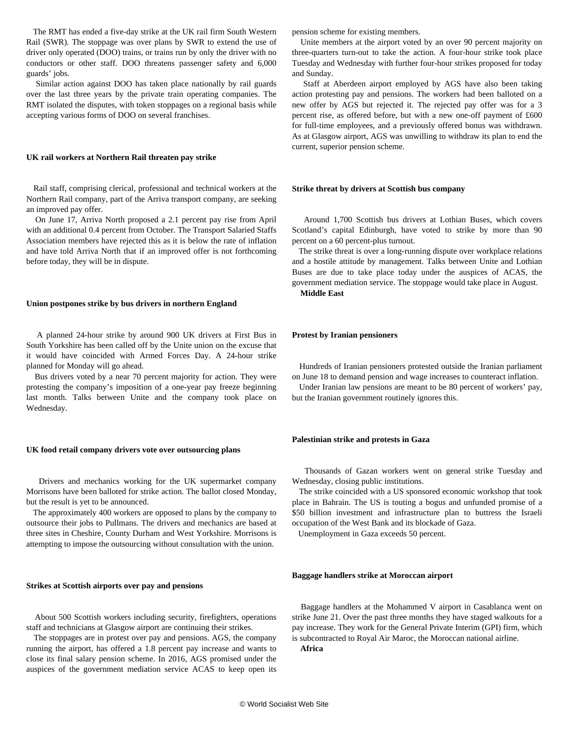The RMT has ended a five-day strike at the UK rail firm South Western Rail (SWR). The stoppage was over plans by SWR to extend the use of driver only operated (DOO) trains, or trains run by only the driver with no conductors or other staff. DOO threatens passenger safety and 6,000 guards' jobs.

Similar action against DOO has taken place nationally by rail guards over the last three years by the private train operating companies. The RMT isolated the disputes, with token stoppages on a regional basis while accepting various forms of DOO on several franchises.

**UK rail workers at Northern Rail threaten pay strike**

Rail staff, comprising clerical, professional and technical workers at the Northern Rail company, part of the Arriva transport company, are seeking an improved pay offer.

On June 17, Arriva North proposed a 2.1 percent pay rise from April with an additional 0.4 percent from October. The Transport Salaried Staffs Association members have rejected this as it is below the rate of inflation and have told Arriva North that if an improved offer is not forthcoming before today, they will be in dispute.

**Union postpones strike by bus drivers in northern England**

A planned 24-hour strike by around 900 UK drivers at First Bus in South Yorkshire has been called off by the Unite union on the excuse that it would have coincided with Armed Forces Day. A 24-hour strike planned for Monday will go ahead.

Bus drivers voted by a near 70 percent majority for action. They were protesting the company's imposition of a one-year pay freeze beginning last month. Talks between Unite and the company took place on Wednesday.

**UK food retail company drivers vote over outsourcing plans**

Drivers and mechanics working for the UK supermarket company Morrisons have been balloted for strike action. The ballot closed Monday, but the result is yet to be announced.

The approximately 400 workers are opposed to plans by the company to outsource their jobs to Pullmans. The drivers and mechanics are based at three sites in Cheshire, County Durham and West Yorkshire. Morrisons is attempting to impose the outsourcing without consultation with the union.

**Strikes at Scottish airports over pay and pensions**

About 500 Scottish workers including security, firefighters, operations staff and technicians at Glasgow airport are continuing their strikes.

The stoppages are in protest over pay and pensions. AGS, the company running the airport, has offered a 1.8 percent pay increase and wants to close its final salary pension scheme. In 2016, AGS promised under the auspices of the government mediation service ACAS to keep open its pension scheme for existing members.

Unite members at the airport voted by an over 90 percent majority on three-quarters turn-out to take the action. A four-hour strike took place Tuesday and Wednesday with further four-hour strikes proposed for today and Sunday.

Staff at Aberdeen airport employed by AGS have also been taking action protesting pay and pensions. The workers had been balloted on a new offer by AGS but rejected it. The rejected pay offer was for a 3 percent rise, as offered before, but with a new one-off payment of £600 for full-time employees, and a previously offered bonus was withdrawn. As at Glasgow airport, AGS was unwilling to withdraw its plan to end the current, superior pension scheme.

**Strike threat by drivers at Scottish bus company**

Around 1,700 Scottish bus drivers at Lothian Buses, which covers Scotland's capital Edinburgh, have voted to strike by more than 90 percent on a 60 percent-plus turnout.

The strike threat is over a long-running dispute over workplace relations and a hostile attitude by management. Talks between Unite and Lothian Buses are due to take place today under the auspices of ACAS, the government mediation service. The stoppage would take place in August.

**Middle East**

**Protest by Iranian pensioners**

Hundreds of Iranian pensioners protested outside the Iranian parliament on June 18 to demand pension and wage increases to counteract inflation.

Under Iranian law pensions are meant to be 80 percent of workers' pay, but the Iranian government routinely ignores this.

**Palestinian strike and protests in Gaza**

Thousands of Gazan workers went on general strike Tuesday and Wednesday, closing public institutions.

The strike coincided with a US sponsored economic workshop that took place in Bahrain. The US is touting a bogus and unfunded promise of a $50 billion investment and infrastructure plan to buttress the Israeli occupation of the West Bank and its blockade of Gaza.

Unemployment in Gaza exceeds 50 percent.

**Baggage handlers strike at Moroccan airport**

Baggage handlers at the Mohammed V airport in Casablanca went on strike June 21. Over the past three months they have staged walkouts for a pay increase. They work for the General Private Interim (GPI) firm, which is subcontracted to Royal Air Maroc, the Moroccan national airline.

**Africa**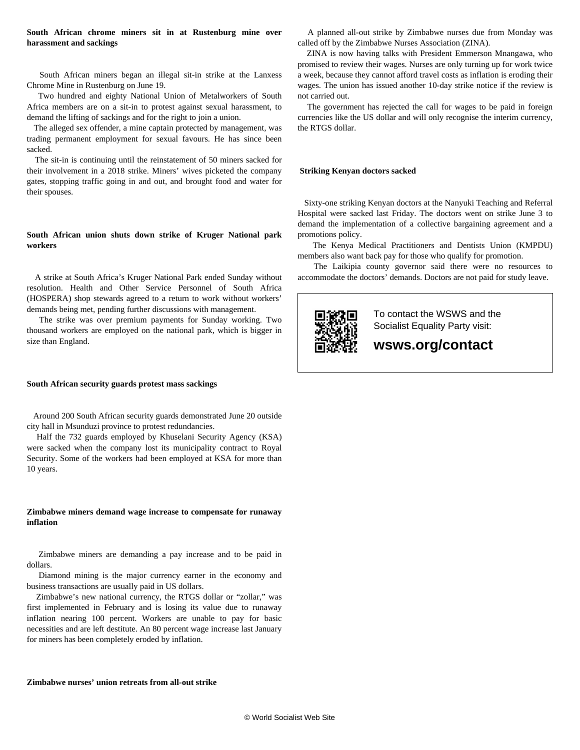**South African chrome miners sit in at Rustenburg mine over harassment and sackings**

South African miners began an illegal sit-in strike at the Lanxess Chrome Mine in Rustenburg on June 19.

Two hundred and eighty National Union of Metalworkers of South Africa members are on a sit-in to protest against sexual harassment, to demand the lifting of sackings and for the right to join a union.

The alleged sex offender, a mine captain protected by management, was trading permanent employment for sexual favours. He has since been sacked.

The sit-in is continuing until the reinstatement of 50 miners sacked for their involvement in a 2018 strike. Miners' wives picketed the company gates, stopping traffic going in and out, and brought food and water for their spouses.

**South African union shuts down strike of Kruger National park workers**

A strike at South Africa's Kruger National Park ended Sunday without resolution. Health and Other Service Personnel of South Africa (HOSPERA) shop stewards agreed to a return to work without workers' demands being met, pending further discussions with management.

The strike was over premium payments for Sunday working. Two thousand workers are employed on the national park, which is bigger in size than England.

**South African security guards protest mass sackings**

Around 200 South African security guards demonstrated June 20 outside city hall in Msunduzi province to protest redundancies.

Half the 732 guards employed by Khuselani Security Agency (KSA) were sacked when the company lost its municipality contract to Royal Security. Some of the workers had been employed at KSA for more than 10 years.

**Zimbabwe miners demand wage increase to compensate for runaway inflation**

Zimbabwe miners are demanding a pay increase and to be paid in dollars.

Diamond mining is the major currency earner in the economy and business transactions are usually paid in US dollars.

Zimbabwe's new national currency, the RTGS dollar or "zollar," was first implemented in February and is losing its value due to runaway inflation nearing 100 percent. Workers are unable to pay for basic necessities and are left destitute. An 80 percent wage increase last January for miners has been completely eroded by inflation.

**Zimbabwe nurses' union retreats from all-out strike**

A planned all-out strike by Zimbabwe nurses due from Monday was called off by the Zimbabwe Nurses Association (ZINA).

ZINA is now having talks with President Emmerson Mnangawa, who promised to review their wages. Nurses are only turning up for work twice a week, because they cannot afford travel costs as inflation is eroding their wages. The union has issued another 10-day strike notice if the review is not carried out.

The government has rejected the call for wages to be paid in foreign currencies like the US dollar and will only recognise the interim currency, the RTGS dollar.

**Striking Kenyan doctors sacked**

Sixty-one striking Kenyan doctors at the Nanyuki Teaching and Referral Hospital were sacked last Friday. The doctors went on strike June 3 to demand the implementation of a collective bargaining agreement and a promotions policy.

The Kenya Medical Practitioners and Dentists Union (KMPDU) members also want back pay for those who qualify for promotion.

The Laikipia county governor said there were no resources to accommodate the doctors' demands. Doctors are not paid for study leave.

To contact the WSWS and the Socialist Equality Party visit:

**wsws.org/contact**